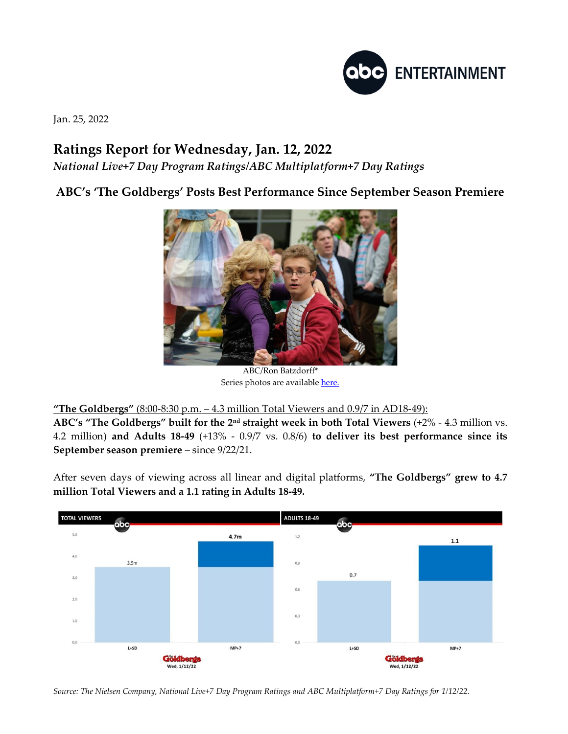Jan. 25, 2022

# Ratings Report for Wednesday, Jan. 12, 2022

*National Live+7 Day Program Ratings/ABC Multiplatform+7 Day Ratings*

## ABC's 'The Goldbergs' Posts Best Performance Since September Season Premiere

ABC/Ron Batzdorff*
Series photos are available here.

**"The Goldbergs"** (8:00-8:30 p.m. – 4.3 million Total Viewers and 0.9/7 in AD18-49):
**ABC's "The Goldbergs" built for the 2nd straight week in both Total Viewers** (+2% - 4.3 million vs. 4.2 million) **and Adults 18-49** (+13% - 0.9/7 vs. 0.8/6) **to deliver its best performance since its September season premiere** – since 9/22/21.

After seven days of viewing across all linear and digital platforms, **"The Goldbergs" grew to 4.7 million Total Viewers and a 1.1 rating in Adults 18-49.**

| | L+SD | MP+7 |
|---|---|---|
| TOTAL VIEWERS | 3.5m | 4.7m |
| ADULTS 18-49 | 0.7 | 1.1 |

The Goldbergs – Wed, 1/12/22

*Source: The Nielsen Company, National Live+7 Day Program Ratings and ABC Multiplatform+7 Day Ratings for 1/12/22.*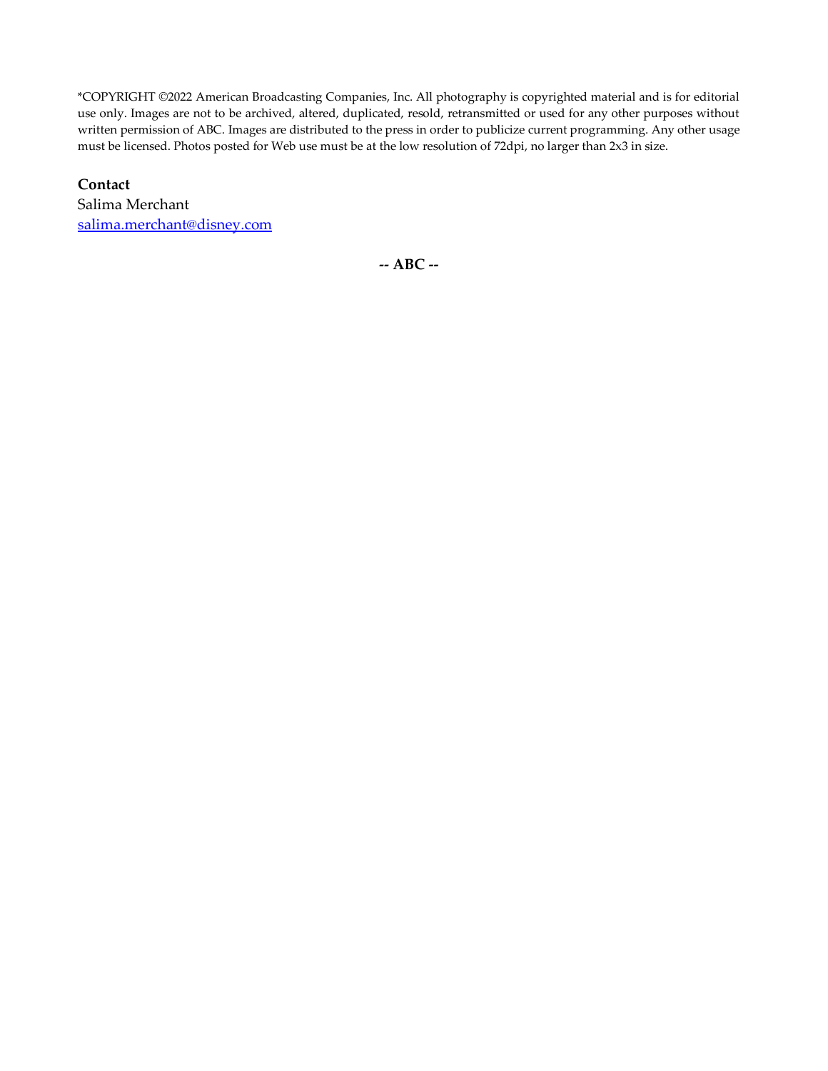*COPYRIGHT ©2022 American Broadcasting Companies, Inc. All photography is copyrighted material and is for editorial use only. Images are not to be archived, altered, duplicated, resold, retransmitted or used for any other purposes without written permission of ABC. Images are distributed to the press in order to publicize current programming. Any other usage must be licensed. Photos posted for Web use must be at the low resolution of 72dpi, no larger than 2x3 in size.

**Contact**
Salima Merchant
salima.merchant@disney.com

**-- ABC --**